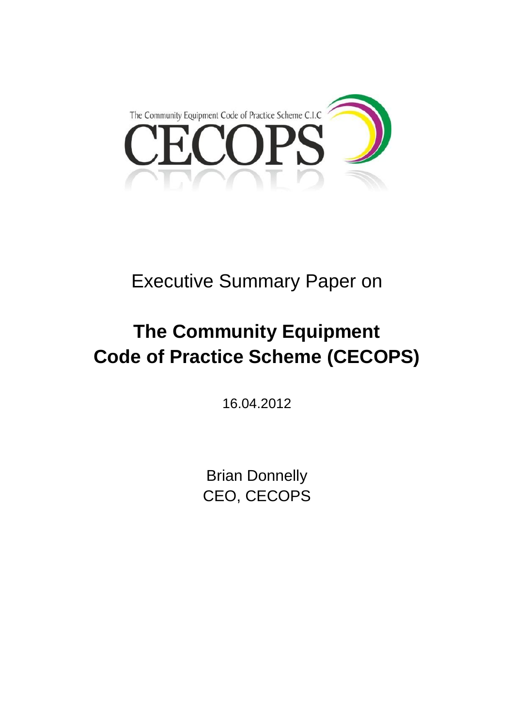The Community Equipment Code of Practice Scheme C.I.C

CECOPS

Executive Summary Paper on

# The Community Equipment Code of Practice Scheme (CECOPS)

16.04.2012

Brian Donnelly
CEO, CECOPS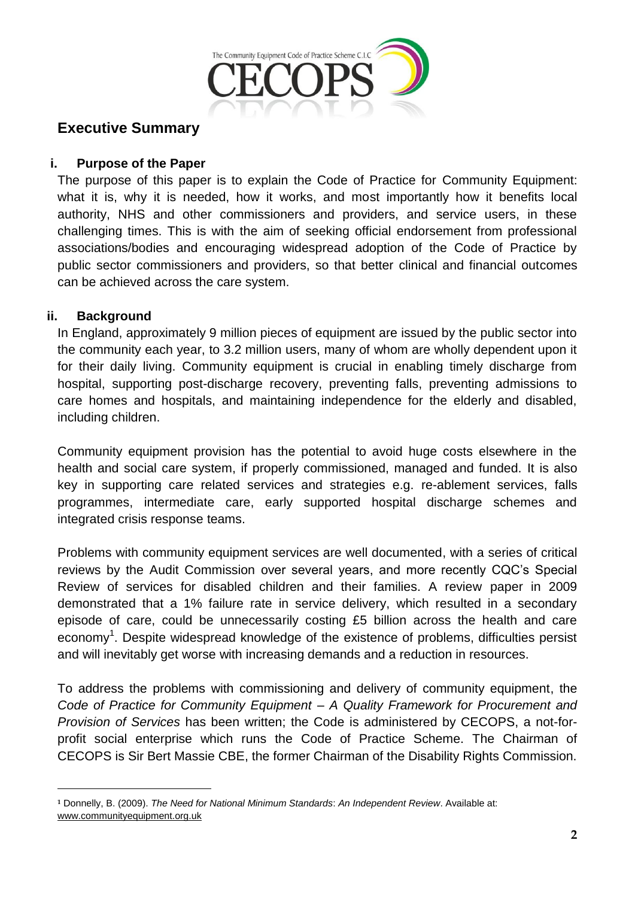# Executive Summary

## i. Purpose of the Paper

The purpose of this paper is to explain the Code of Practice for Community Equipment: what it is, why it is needed, how it works, and most importantly how it benefits local authority, NHS and other commissioners and providers, and service users, in these challenging times. This is with the aim of seeking official endorsement from professional associations/bodies and encouraging widespread adoption of the Code of Practice by public sector commissioners and providers, so that better clinical and financial outcomes can be achieved across the care system.

## ii. Background

In England, approximately 9 million pieces of equipment are issued by the public sector into the community each year, to 3.2 million users, many of whom are wholly dependent upon it for their daily living. Community equipment is crucial in enabling timely discharge from hospital, supporting post-discharge recovery, preventing falls, preventing admissions to care homes and hospitals, and maintaining independence for the elderly and disabled, including children.

Community equipment provision has the potential to avoid huge costs elsewhere in the health and social care system, if properly commissioned, managed and funded. It is also key in supporting care related services and strategies e.g. re-ablement services, falls programmes, intermediate care, early supported hospital discharge schemes and integrated crisis response teams.

Problems with community equipment services are well documented, with a series of critical reviews by the Audit Commission over several years, and more recently CQC's Special Review of services for disabled children and their families. A review paper in 2009 demonstrated that a 1% failure rate in service delivery, which resulted in a secondary episode of care, could be unnecessarily costing £5 billion across the health and care economy[1]. Despite widespread knowledge of the existence of problems, difficulties persist and will inevitably get worse with increasing demands and a reduction in resources.

To address the problems with commissioning and delivery of community equipment, the *Code of Practice for Community Equipment – A Quality Framework for Procurement and Provision of Services* has been written; the Code is administered by CECOPS, a not-for-profit social enterprise which runs the Code of Practice Scheme. The Chairman of CECOPS is Sir Bert Massie CBE, the former Chairman of the Disability Rights Commission.

---

[1] Donnelly, B. (2009). *The Need for National Minimum Standards*: *An Independent Review*. Available at: www.communityequipment.org.uk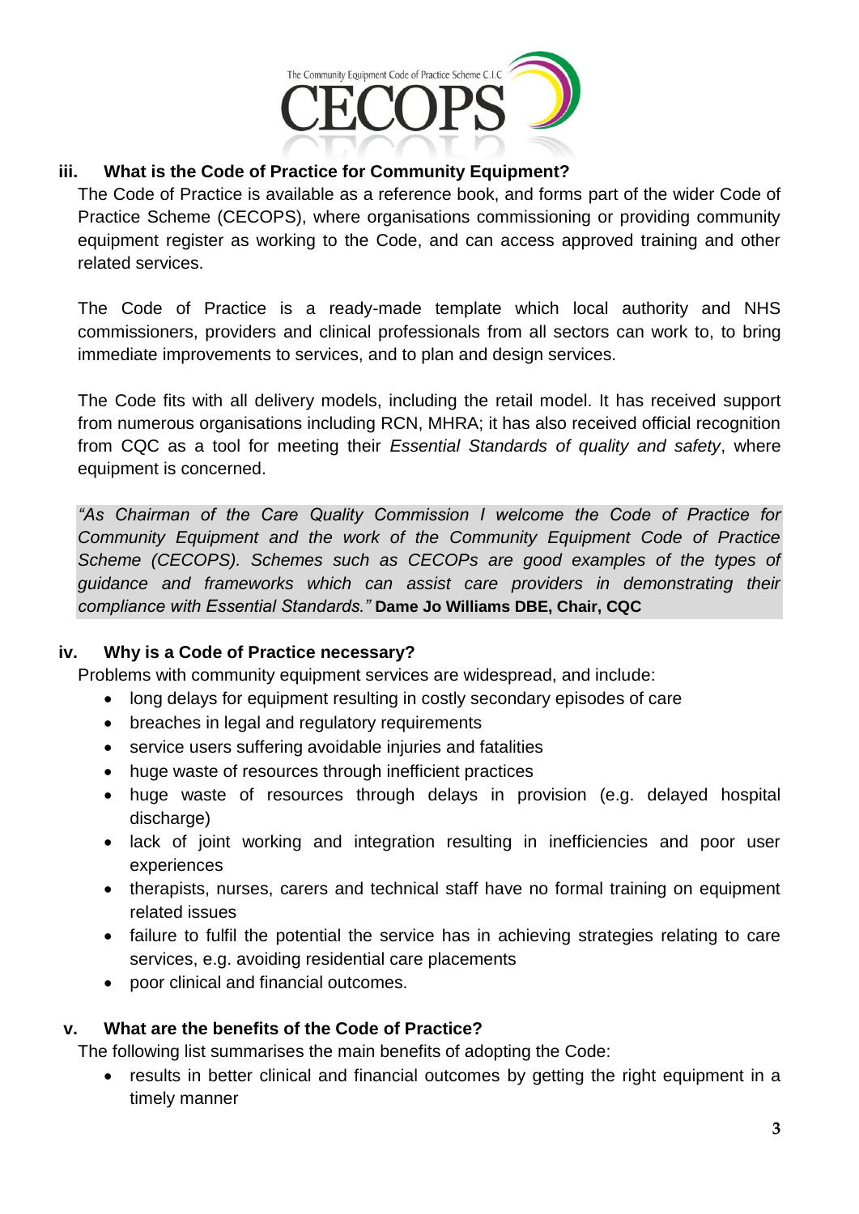### iii. What is the Code of Practice for Community Equipment?

The Code of Practice is available as a reference book, and forms part of the wider Code of Practice Scheme (CECOPS), where organisations commissioning or providing community equipment register as working to the Code, and can access approved training and other related services.

The Code of Practice is a ready-made template which local authority and NHS commissioners, providers and clinical professionals from all sectors can work to, to bring immediate improvements to services, and to plan and design services.

The Code fits with all delivery models, including the retail model. It has received support from numerous organisations including RCN, MHRA; it has also received official recognition from CQC as a tool for meeting their *Essential Standards of quality and safety*, where equipment is concerned.

> *"As Chairman of the Care Quality Commission I welcome the Code of Practice for Community Equipment and the work of the Community Equipment Code of Practice Scheme (CECOPS). Schemes such as CECOPs are good examples of the types of guidance and frameworks which can assist care providers in demonstrating their compliance with Essential Standards."* **Dame Jo Williams DBE, Chair, CQC**

### iv. Why is a Code of Practice necessary?

Problems with community equipment services are widespread, and include:

- long delays for equipment resulting in costly secondary episodes of care
- breaches in legal and regulatory requirements
- service users suffering avoidable injuries and fatalities
- huge waste of resources through inefficient practices
- huge waste of resources through delays in provision (e.g. delayed hospital discharge)
- lack of joint working and integration resulting in inefficiencies and poor user experiences
- therapists, nurses, carers and technical staff have no formal training on equipment related issues
- failure to fulfil the potential the service has in achieving strategies relating to care services, e.g. avoiding residential care placements
- poor clinical and financial outcomes.

### v. What are the benefits of the Code of Practice?

The following list summarises the main benefits of adopting the Code:

- results in better clinical and financial outcomes by getting the right equipment in a timely manner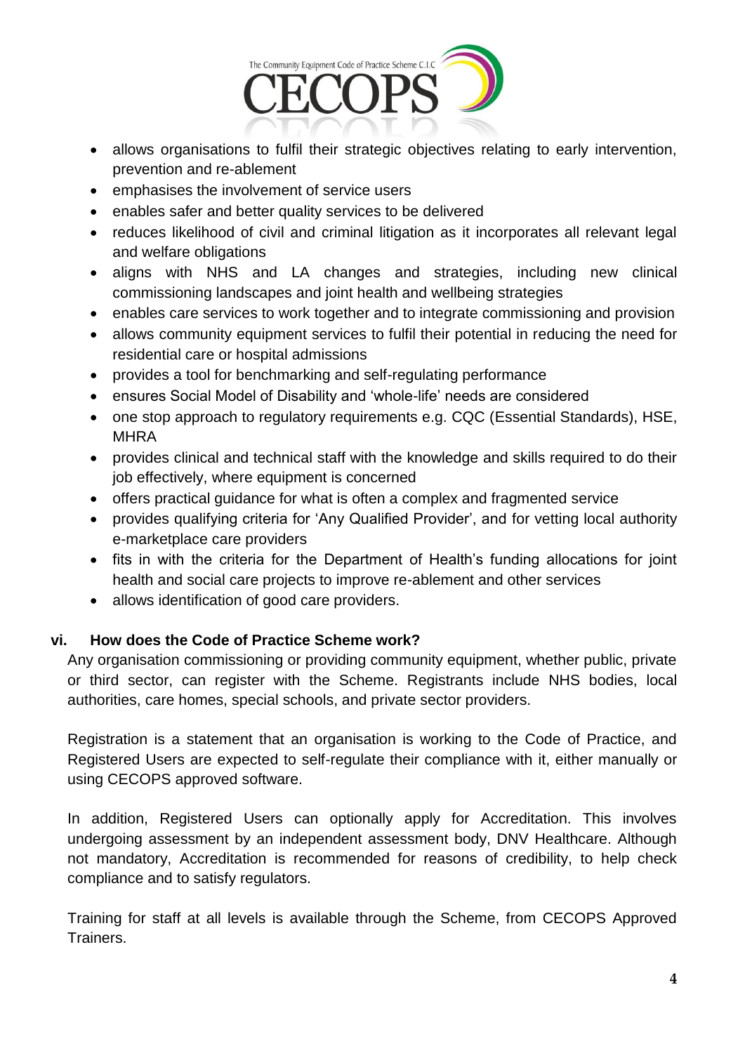- allows organisations to fulfil their strategic objectives relating to early intervention, prevention and re-ablement
- emphasises the involvement of service users
- enables safer and better quality services to be delivered
- reduces likelihood of civil and criminal litigation as it incorporates all relevant legal and welfare obligations
- aligns with NHS and LA changes and strategies, including new clinical commissioning landscapes and joint health and wellbeing strategies
- enables care services to work together and to integrate commissioning and provision
- allows community equipment services to fulfil their potential in reducing the need for residential care or hospital admissions
- provides a tool for benchmarking and self-regulating performance
- ensures Social Model of Disability and 'whole-life' needs are considered
- one stop approach to regulatory requirements e.g. CQC (Essential Standards), HSE, MHRA
- provides clinical and technical staff with the knowledge and skills required to do their job effectively, where equipment is concerned
- offers practical guidance for what is often a complex and fragmented service
- provides qualifying criteria for 'Any Qualified Provider', and for vetting local authority e-marketplace care providers
- fits in with the criteria for the Department of Health's funding allocations for joint health and social care projects to improve re-ablement and other services
- allows identification of good care providers.

### vi. How does the Code of Practice Scheme work?

Any organisation commissioning or providing community equipment, whether public, private or third sector, can register with the Scheme. Registrants include NHS bodies, local authorities, care homes, special schools, and private sector providers.

Registration is a statement that an organisation is working to the Code of Practice, and Registered Users are expected to self-regulate their compliance with it, either manually or using CECOPS approved software.

In addition, Registered Users can optionally apply for Accreditation. This involves undergoing assessment by an independent assessment body, DNV Healthcare. Although not mandatory, Accreditation is recommended for reasons of credibility, to help check compliance and to satisfy regulators.

Training for staff at all levels is available through the Scheme, from CECOPS Approved Trainers.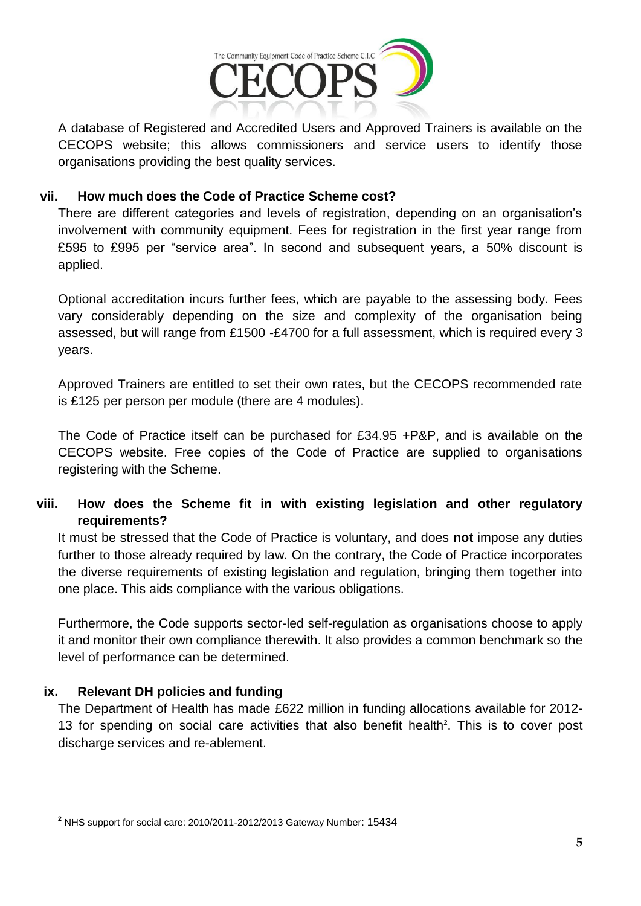A database of Registered and Accredited Users and Approved Trainers is available on the CECOPS website; this allows commissioners and service users to identify those organisations providing the best quality services.

### vii. How much does the Code of Practice Scheme cost?

There are different categories and levels of registration, depending on an organisation's involvement with community equipment. Fees for registration in the first year range from £595 to £995 per "service area". In second and subsequent years, a 50% discount is applied.

Optional accreditation incurs further fees, which are payable to the assessing body. Fees vary considerably depending on the size and complexity of the organisation being assessed, but will range from £1500 -£4700 for a full assessment, which is required every 3 years.

Approved Trainers are entitled to set their own rates, but the CECOPS recommended rate is £125 per person per module (there are 4 modules).

The Code of Practice itself can be purchased for £34.95 +P&P, and is available on the CECOPS website. Free copies of the Code of Practice are supplied to organisations registering with the Scheme.

### viii. How does the Scheme fit in with existing legislation and other regulatory requirements?

It must be stressed that the Code of Practice is voluntary, and does **not** impose any duties further to those already required by law. On the contrary, the Code of Practice incorporates the diverse requirements of existing legislation and regulation, bringing them together into one place. This aids compliance with the various obligations.

Furthermore, the Code supports sector-led self-regulation as organisations choose to apply it and monitor their own compliance therewith. It also provides a common benchmark so the level of performance can be determined.

### ix. Relevant DH policies and funding

The Department of Health has made £622 million in funding allocations available for 2012-13 for spending on social care activities that also benefit health[2]. This is to cover post discharge services and re-ablement.

---

[2] NHS support for social care: 2010/2011-2012/2013 Gateway Number: 15434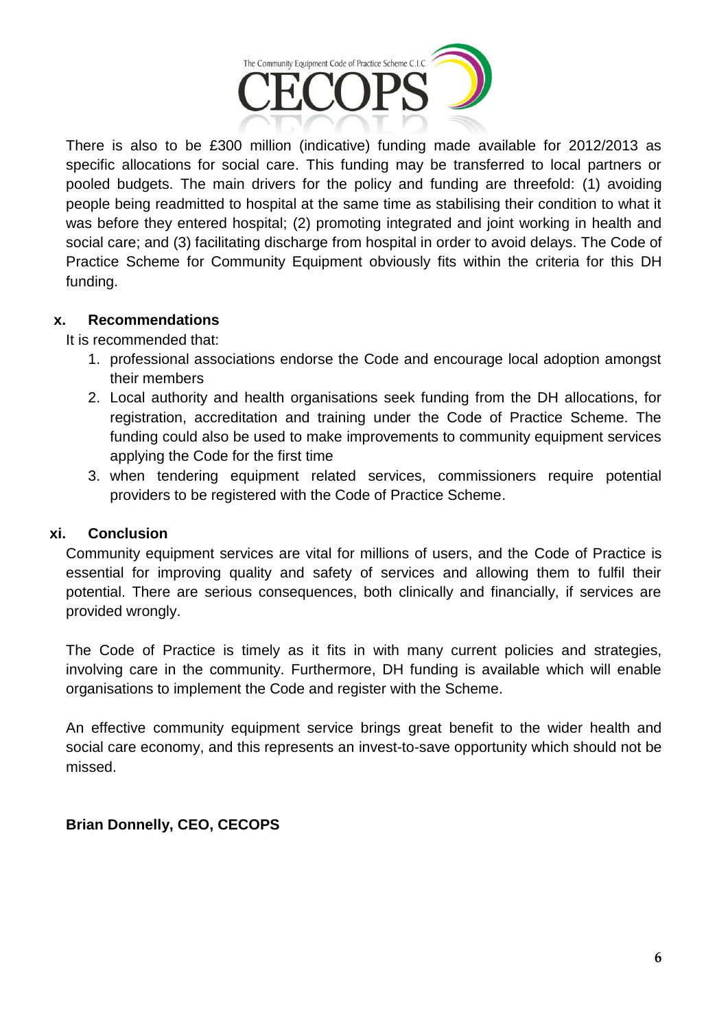There is also to be £300 million (indicative) funding made available for 2012/2013 as specific allocations for social care. This funding may be transferred to local partners or pooled budgets. The main drivers for the policy and funding are threefold: (1) avoiding people being readmitted to hospital at the same time as stabilising their condition to what it was before they entered hospital; (2) promoting integrated and joint working in health and social care; and (3) facilitating discharge from hospital in order to avoid delays. The Code of Practice Scheme for Community Equipment obviously fits within the criteria for this DH funding.

## x. Recommendations

It is recommended that:

1. professional associations endorse the Code and encourage local adoption amongst their members
2. Local authority and health organisations seek funding from the DH allocations, for registration, accreditation and training under the Code of Practice Scheme. The funding could also be used to make improvements to community equipment services applying the Code for the first time
3. when tendering equipment related services, commissioners require potential providers to be registered with the Code of Practice Scheme.

## xi. Conclusion

Community equipment services are vital for millions of users, and the Code of Practice is essential for improving quality and safety of services and allowing them to fulfil their potential. There are serious consequences, both clinically and financially, if services are provided wrongly.

The Code of Practice is timely as it fits in with many current policies and strategies, involving care in the community. Furthermore, DH funding is available which will enable organisations to implement the Code and register with the Scheme.

An effective community equipment service brings great benefit to the wider health and social care economy, and this represents an invest-to-save opportunity which should not be missed.

**Brian Donnelly, CEO, CECOPS**